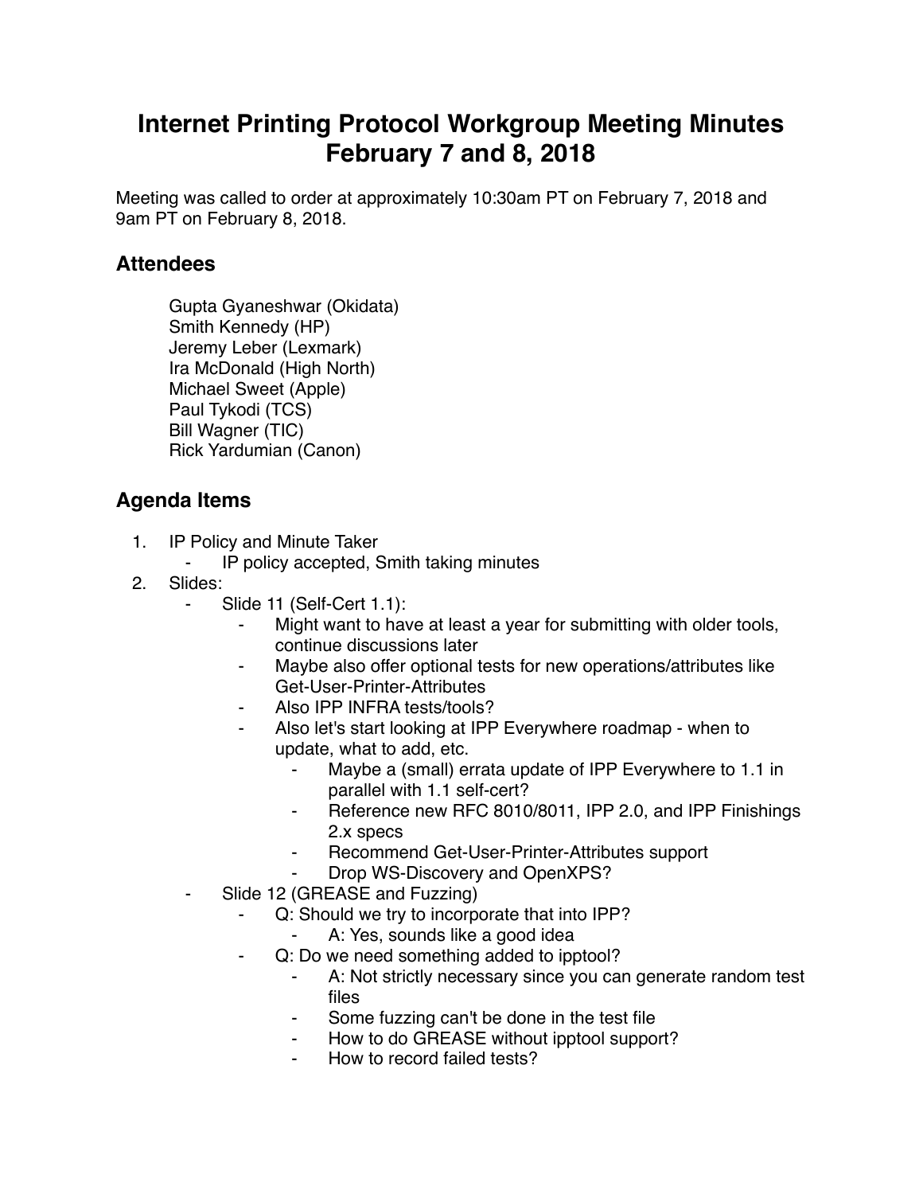# Internet Printing Protocol Workgroup Meeting Minutes February 7 and 8, 2018

Meeting was called to order at approximately 10:30am PT on February 7, 2018 and 9am PT on February 8, 2018.

## Attendees

Gupta Gyaneshwar (Okidata)
Smith Kennedy (HP)
Jeremy Leber (Lexmark)
Ira McDonald (High North)
Michael Sweet (Apple)
Paul Tykodi (TCS)
Bill Wagner (TIC)
Rick Yardumian (Canon)

## Agenda Items

1. IP Policy and Minute Taker
    - IP policy accepted, Smith taking minutes
2. Slides:
    - Slide 11 (Self-Cert 1.1):
        - Might want to have at least a year for submitting with older tools, continue discussions later
        - Maybe also offer optional tests for new operations/attributes like Get-User-Printer-Attributes
        - Also IPP INFRA tests/tools?
        - Also let's start looking at IPP Everywhere roadmap - when to update, what to add, etc.
            - Maybe a (small) errata update of IPP Everywhere to 1.1 in parallel with 1.1 self-cert?
            - Reference new RFC 8010/8011, IPP 2.0, and IPP Finishings 2.x specs
            - Recommend Get-User-Printer-Attributes support
            - Drop WS-Discovery and OpenXPS?
    - Slide 12 (GREASE and Fuzzing)
        - Q: Should we try to incorporate that into IPP?
            - A: Yes, sounds like a good idea
        - Q: Do we need something added to ipptool?
            - A: Not strictly necessary since you can generate random test files
            - Some fuzzing can't be done in the test file
            - How to do GREASE without ipptool support?
            - How to record failed tests?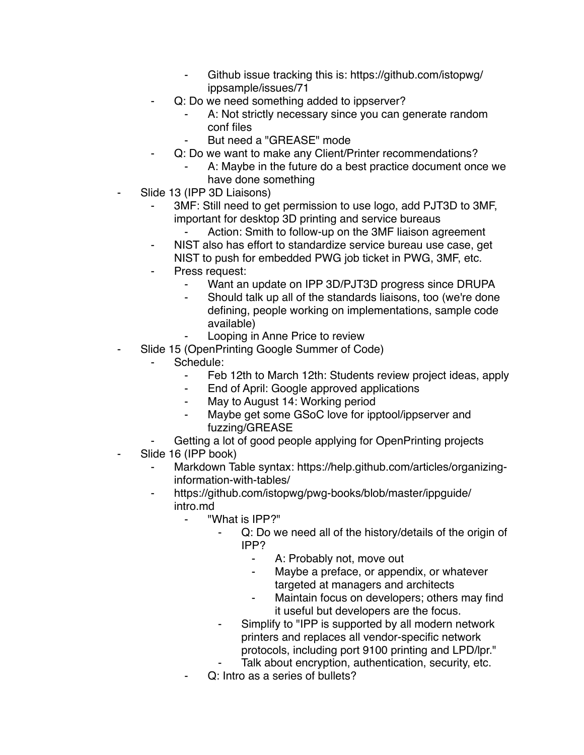- Github issue tracking this is: https://github.com/istopwg/ippsample/issues/71
    - Q: Do we need something added to ippserver?
        - A: Not strictly necessary since you can generate random conf files
        - But need a "GREASE" mode
    - Q: Do we want to make any Client/Printer recommendations?
        - A: Maybe in the future do a best practice document once we have done something
- Slide 13 (IPP 3D Liaisons)
    - 3MF: Still need to get permission to use logo, add PJT3D to 3MF, important for desktop 3D printing and service bureaus
        - Action: Smith to follow-up on the 3MF liaison agreement
    - NIST also has effort to standardize service bureau use case, get NIST to push for embedded PWG job ticket in PWG, 3MF, etc.
    - Press request:
        - Want an update on IPP 3D/PJT3D progress since DRUPA
        - Should talk up all of the standards liaisons, too (we're done defining, people working on implementations, sample code available)
        - Looping in Anne Price to review
- Slide 15 (OpenPrinting Google Summer of Code)
    - Schedule:
        - Feb 12th to March 12th: Students review project ideas, apply
        - End of April: Google approved applications
        - May to August 14: Working period
        - Maybe get some GSoC love for ipptool/ippserver and fuzzing/GREASE
    - Getting a lot of good people applying for OpenPrinting projects
- Slide 16 (IPP book)
    - Markdown Table syntax: https://help.github.com/articles/organizing-information-with-tables/
    - https://github.com/istopwg/pwg-books/blob/master/ippguide/intro.md
        - "What is IPP?"
            - Q: Do we need all of the history/details of the origin of IPP?
                - A: Probably not, move out
                - Maybe a preface, or appendix, or whatever targeted at managers and architects
                - Maintain focus on developers; others may find it useful but developers are the focus.
            - Simplify to "IPP is supported by all modern network printers and replaces all vendor-specific network protocols, including port 9100 printing and LPD/lpr."
            - Talk about encryption, authentication, security, etc.
        - Q: Intro as a series of bullets?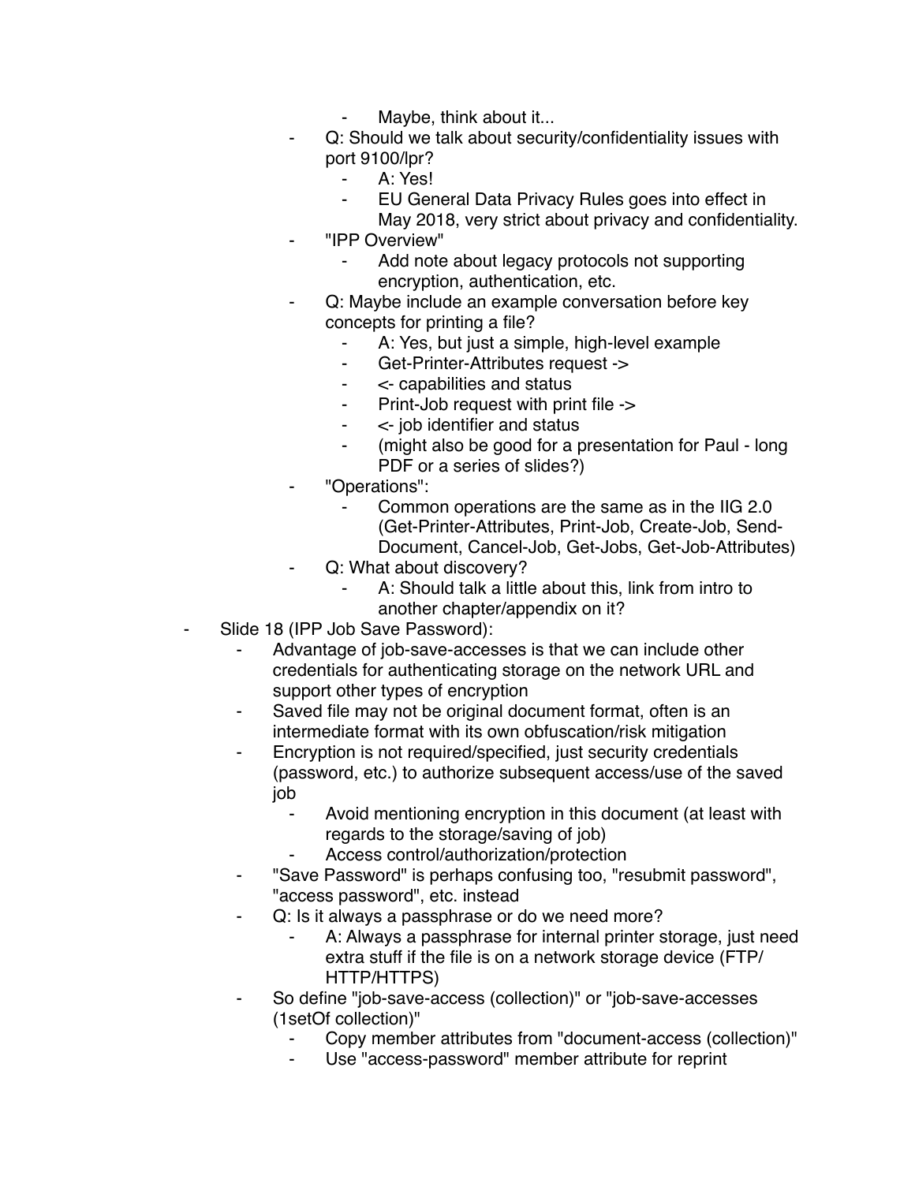- Maybe, think about it...
        - Q: Should we talk about security/confidentiality issues with port 9100/lpr?
            - A: Yes!
            - EU General Data Privacy Rules goes into effect in May 2018, very strict about privacy and confidentiality.
        - "IPP Overview"
            - Add note about legacy protocols not supporting encryption, authentication, etc.
        - Q: Maybe include an example conversation before key concepts for printing a file?
            - A: Yes, but just a simple, high-level example
            - Get-Printer-Attributes request ->
            - <- capabilities and status
            - Print-Job request with print file ->
            - <- job identifier and status
            - (might also be good for a presentation for Paul - long PDF or a series of slides?)
        - "Operations":
            - Common operations are the same as in the IIG 2.0 (Get-Printer-Attributes, Print-Job, Create-Job, Send-Document, Cancel-Job, Get-Jobs, Get-Job-Attributes)
        - Q: What about discovery?
            - A: Should talk a little about this, link from intro to another chapter/appendix on it?
- Slide 18 (IPP Job Save Password):
    - Advantage of job-save-accesses is that we can include other credentials for authenticating storage on the network URL and support other types of encryption
    - Saved file may not be original document format, often is an intermediate format with its own obfuscation/risk mitigation
    - Encryption is not required/specified, just security credentials (password, etc.) to authorize subsequent access/use of the saved job
        - Avoid mentioning encryption in this document (at least with regards to the storage/saving of job)
        - Access control/authorization/protection
    - "Save Password" is perhaps confusing too, "resubmit password", "access password", etc. instead
    - Q: Is it always a passphrase or do we need more?
        - A: Always a passphrase for internal printer storage, just need extra stuff if the file is on a network storage device (FTP/HTTP/HTTPS)
    - So define "job-save-access (collection)" or "job-save-accesses (1setOf collection)"
        - Copy member attributes from "document-access (collection)"
        - Use "access-password" member attribute for reprint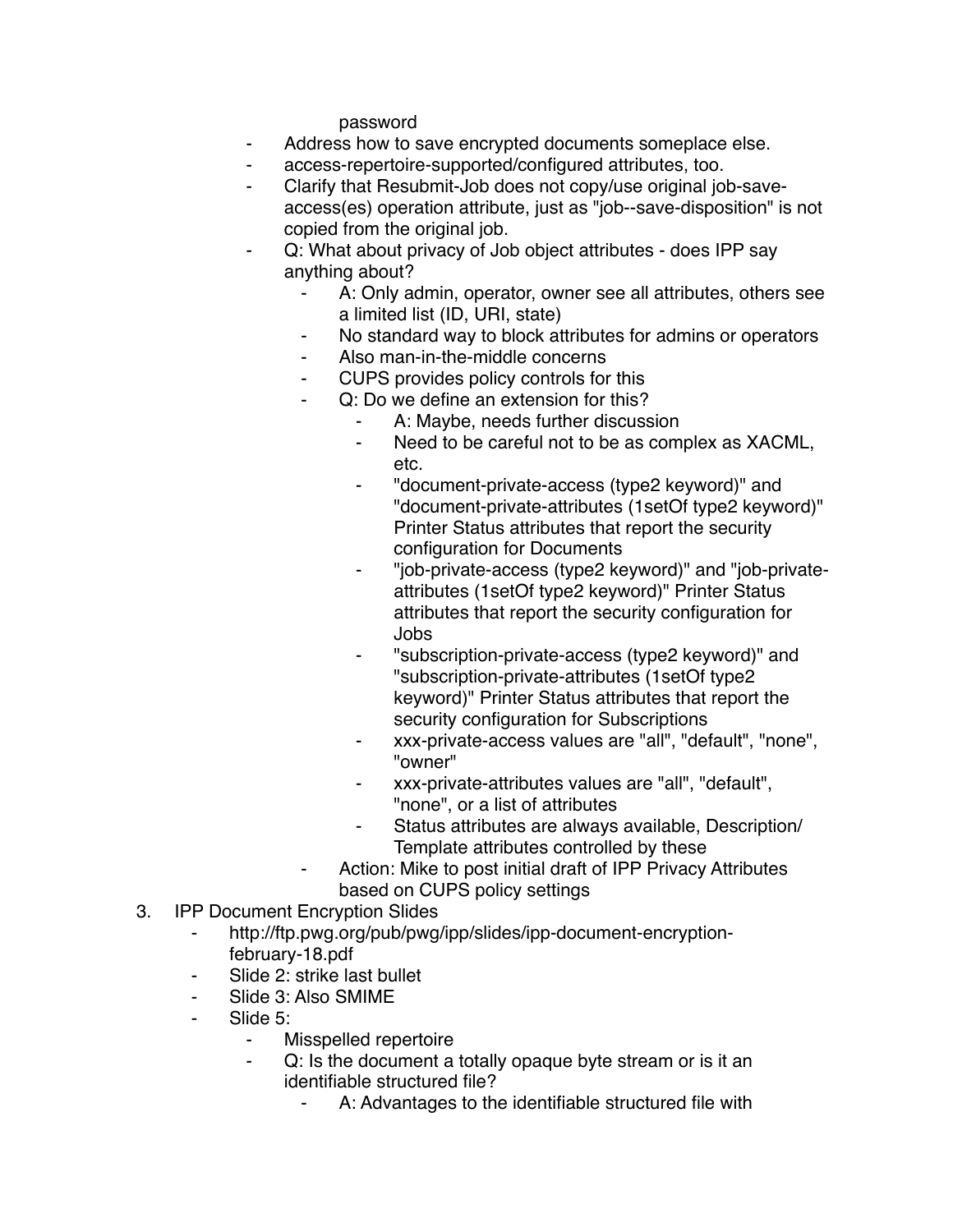password

- Address how to save encrypted documents someplace else.
- access-repertoire-supported/configured attributes, too.
- Clarify that Resubmit-Job does not copy/use original job-save-access(es) operation attribute, just as "job--save-disposition" is not copied from the original job.
- Q: What about privacy of Job object attributes - does IPP say anything about?
    - A: Only admin, operator, owner see all attributes, others see a limited list (ID, URI, state)
    - No standard way to block attributes for admins or operators
    - Also man-in-the-middle concerns
    - CUPS provides policy controls for this
    - Q: Do we define an extension for this?
        - A: Maybe, needs further discussion
        - Need to be careful not to be as complex as XACML, etc.
        - "document-private-access (type2 keyword)" and "document-private-attributes (1setOf type2 keyword)" Printer Status attributes that report the security configuration for Documents
        - "job-private-access (type2 keyword)" and "job-private-attributes (1setOf type2 keyword)" Printer Status attributes that report the security configuration for Jobs
        - "subscription-private-access (type2 keyword)" and "subscription-private-attributes (1setOf type2 keyword)" Printer Status attributes that report the security configuration for Subscriptions
        - xxx-private-access values are "all", "default", "none", "owner"
        - xxx-private-attributes values are "all", "default", "none", or a list of attributes
        - Status attributes are always available, Description/ Template attributes controlled by these
    - Action: Mike to post initial draft of IPP Privacy Attributes based on CUPS policy settings

3. IPP Document Encryption Slides
    - http://ftp.pwg.org/pub/pwg/ipp/slides/ipp-document-encryption-february-18.pdf
    - Slide 2: strike last bullet
    - Slide 3: Also SMIME
    - Slide 5:
        - Misspelled repertoire
        - Q: Is the document a totally opaque byte stream or is it an identifiable structured file?
            - A: Advantages to the identifiable structured file with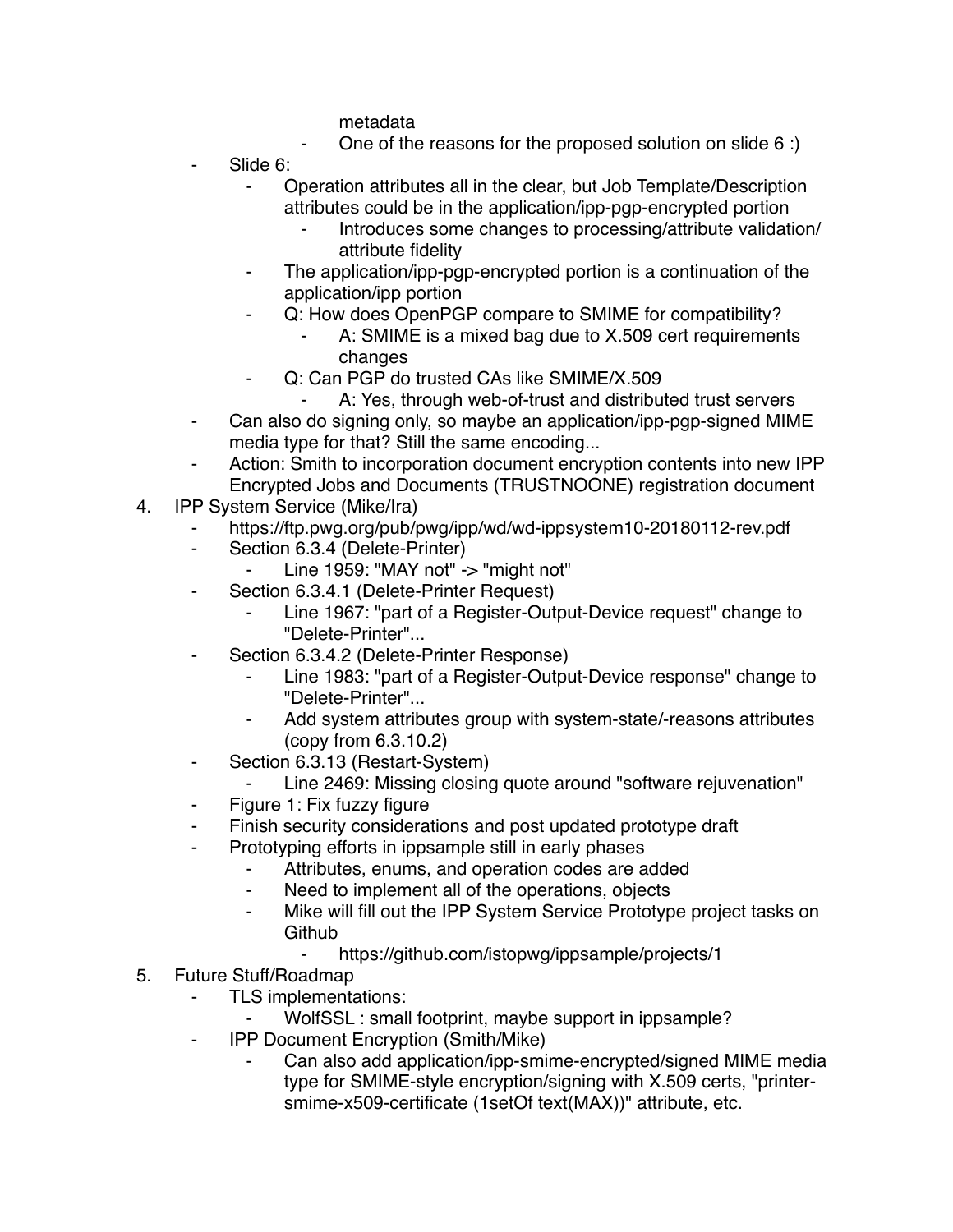- metadata
        - One of the reasons for the proposed solution on slide 6 :)
    - Slide 6:
        - Operation attributes all in the clear, but Job Template/Description attributes could be in the application/ipp-pgp-encrypted portion
            - Introduces some changes to processing/attribute validation/ attribute fidelity
        - The application/ipp-pgp-encrypted portion is a continuation of the application/ipp portion
        - Q: How does OpenPGP compare to SMIME for compatibility?
            - A: SMIME is a mixed bag due to X.509 cert requirements changes
        - Q: Can PGP do trusted CAs like SMIME/X.509
            - A: Yes, through web-of-trust and distributed trust servers
    - Can also do signing only, so maybe an application/ipp-pgp-signed MIME media type for that? Still the same encoding...
    - Action: Smith to incorporation document encryption contents into new IPP Encrypted Jobs and Documents (TRUSTNOONE) registration document

4. IPP System Service (Mike/Ira)
    - https://ftp.pwg.org/pub/pwg/ipp/wd/wd-ippsystem10-20180112-rev.pdf
    - Section 6.3.4 (Delete-Printer)
        - Line 1959: "MAY not" -> "might not"
    - Section 6.3.4.1 (Delete-Printer Request)
        - Line 1967: "part of a Register-Output-Device request" change to "Delete-Printer"...
    - Section 6.3.4.2 (Delete-Printer Response)
        - Line 1983: "part of a Register-Output-Device response" change to "Delete-Printer"...
        - Add system attributes group with system-state/-reasons attributes (copy from 6.3.10.2)
    - Section 6.3.13 (Restart-System)
        - Line 2469: Missing closing quote around "software rejuvenation"
    - Figure 1: Fix fuzzy figure
    - Finish security considerations and post updated prototype draft
    - Prototyping efforts in ippsample still in early phases
        - Attributes, enums, and operation codes are added
        - Need to implement all of the operations, objects
        - Mike will fill out the IPP System Service Prototype project tasks on Github
            - https://github.com/istopwg/ippsample/projects/1

5. Future Stuff/Roadmap
    - TLS implementations:
        - WolfSSL : small footprint, maybe support in ippsample?
    - IPP Document Encryption (Smith/Mike)
        - Can also add application/ipp-smime-encrypted/signed MIME media type for SMIME-style encryption/signing with X.509 certs, "printer-smime-x509-certificate (1setOf text(MAX))" attribute, etc.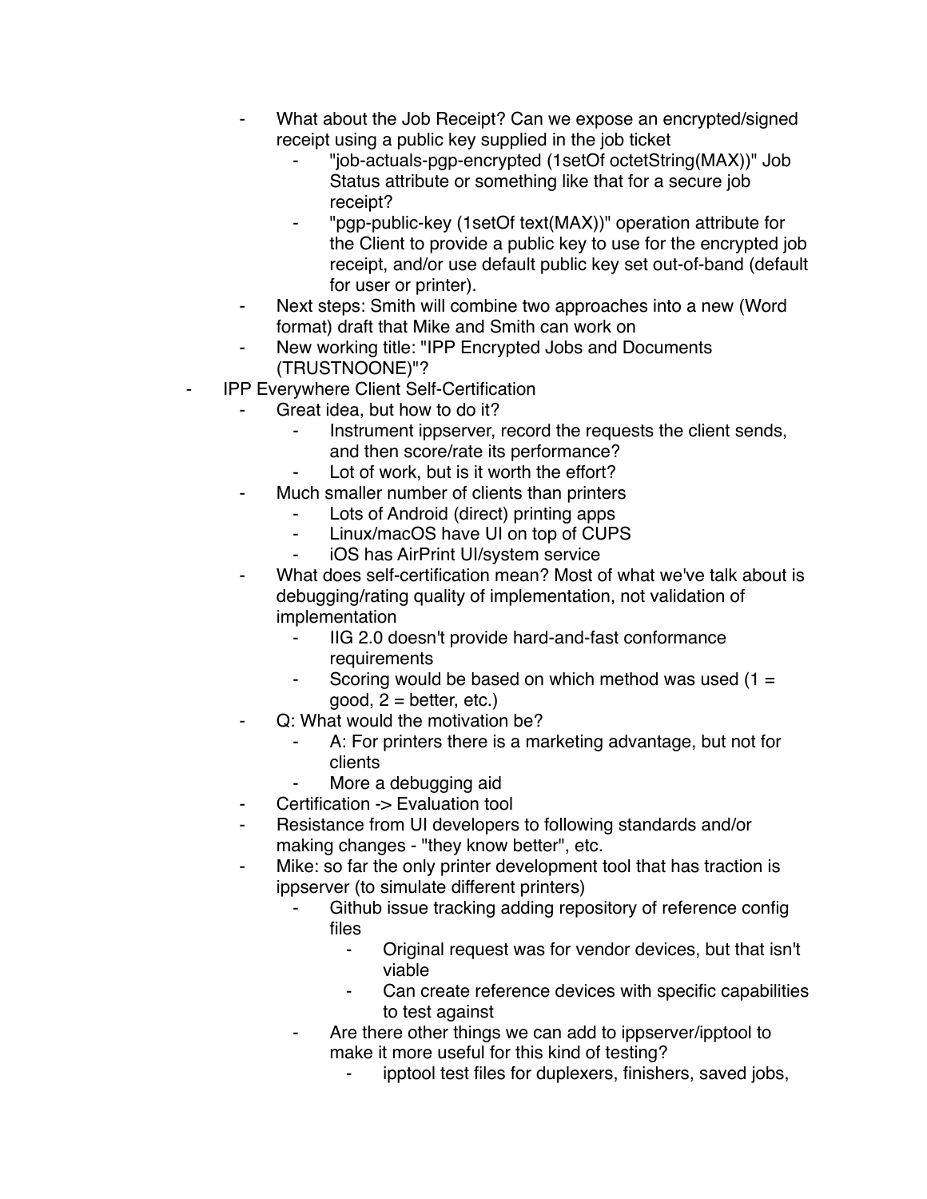- What about the Job Receipt? Can we expose an encrypted/signed receipt using a public key supplied in the job ticket
        - "job-actuals-pgp-encrypted (1setOf octetString(MAX))" Job Status attribute or something like that for a secure job receipt?
        - "pgp-public-key (1setOf text(MAX))" operation attribute for the Client to provide a public key to use for the encrypted job receipt, and/or use default public key set out-of-band (default for user or printer).
    - Next steps: Smith will combine two approaches into a new (Word format) draft that Mike and Smith can work on
    - New working title: "IPP Encrypted Jobs and Documents (TRUSTNOONE)"?
- IPP Everywhere Client Self-Certification
    - Great idea, but how to do it?
        - Instrument ippserver, record the requests the client sends, and then score/rate its performance?
        - Lot of work, but is it worth the effort?
    - Much smaller number of clients than printers
        - Lots of Android (direct) printing apps
        - Linux/macOS have UI on top of CUPS
        - iOS has AirPrint UI/system service
    - What does self-certification mean? Most of what we've talk about is debugging/rating quality of implementation, not validation of implementation
        - IIG 2.0 doesn't provide hard-and-fast conformance requirements
        - Scoring would be based on which method was used (1 = good, 2 = better, etc.)
    - Q: What would the motivation be?
        - A: For printers there is a marketing advantage, but not for clients
        - More a debugging aid
    - Certification -> Evaluation tool
    - Resistance from UI developers to following standards and/or making changes - "they know better", etc.
    - Mike: so far the only printer development tool that has traction is ippserver (to simulate different printers)
        - Github issue tracking adding repository of reference config files
            - Original request was for vendor devices, but that isn't viable
            - Can create reference devices with specific capabilities to test against
        - Are there other things we can add to ippserver/ipptool to make it more useful for this kind of testing?
            - ipptool test files for duplexers, finishers, saved jobs,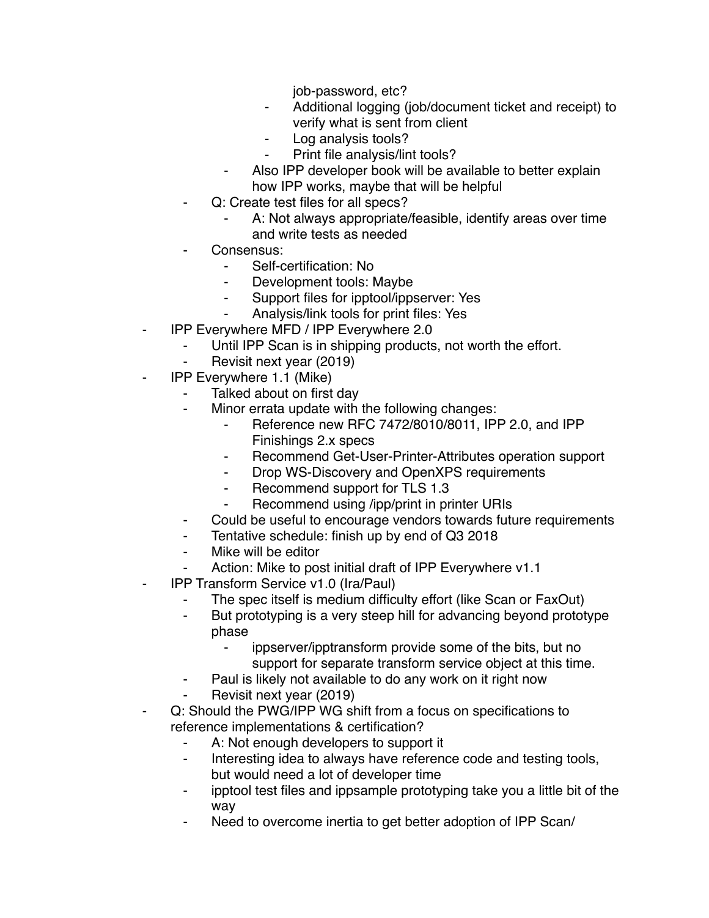- job-password, etc?
      - Additional logging (job/document ticket and receipt) to verify what is sent from client
      - Log analysis tools?
      - Print file analysis/lint tools?
    - Also IPP developer book will be available to better explain how IPP works, maybe that will be helpful
  - Q: Create test files for all specs?
    - A: Not always appropriate/feasible, identify areas over time and write tests as needed
  - Consensus:
    - Self-certification: No
    - Development tools: Maybe
    - Support files for ipptool/ippserver: Yes
    - Analysis/link tools for print files: Yes
- IPP Everywhere MFD / IPP Everywhere 2.0
  - Until IPP Scan is in shipping products, not worth the effort.
  - Revisit next year (2019)
- IPP Everywhere 1.1 (Mike)
  - Talked about on first day
  - Minor errata update with the following changes:
    - Reference new RFC 7472/8010/8011, IPP 2.0, and IPP Finishings 2.x specs
    - Recommend Get-User-Printer-Attributes operation support
    - Drop WS-Discovery and OpenXPS requirements
    - Recommend support for TLS 1.3
    - Recommend using /ipp/print in printer URIs
  - Could be useful to encourage vendors towards future requirements
  - Tentative schedule: finish up by end of Q3 2018
  - Mike will be editor
  - Action: Mike to post initial draft of IPP Everywhere v1.1
- IPP Transform Service v1.0 (Ira/Paul)
  - The spec itself is medium difficulty effort (like Scan or FaxOut)
  - But prototyping is a very steep hill for advancing beyond prototype phase
    - ippserver/ipptransform provide some of the bits, but no support for separate transform service object at this time.
  - Paul is likely not available to do any work on it right now
  - Revisit next year (2019)
- Q: Should the PWG/IPP WG shift from a focus on specifications to reference implementations & certification?
  - A: Not enough developers to support it
  - Interesting idea to always have reference code and testing tools, but would need a lot of developer time
  - ipptool test files and ippsample prototyping take you a little bit of the way
  - Need to overcome inertia to get better adoption of IPP Scan/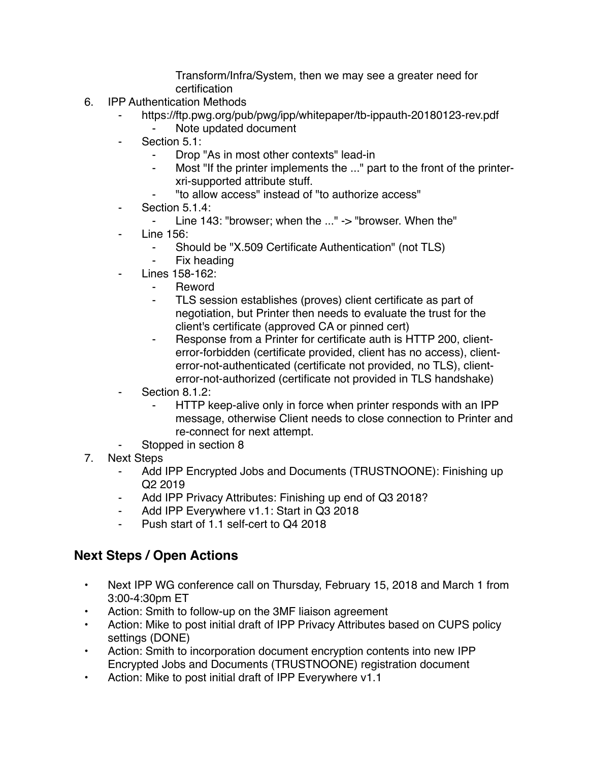Transform/Infra/System, then we may see a greater need for certification

6. IPP Authentication Methods
    - https://ftp.pwg.org/pub/pwg/ipp/whitepaper/tb-ippauth-20180123-rev.pdf
        - Note updated document
    - Section 5.1:
        - Drop "As in most other contexts" lead-in
        - Most "If the printer implements the ..." part to the front of the printer-xri-supported attribute stuff.
        - "to allow access" instead of "to authorize access"
    - Section 5.1.4:
        - Line 143: "browser; when the ..." -> "browser. When the"
    - Line 156:
        - Should be "X.509 Certificate Authentication" (not TLS)
        - Fix heading
    - Lines 158-162:
        - Reword
        - TLS session establishes (proves) client certificate as part of negotiation, but Printer then needs to evaluate the trust for the client's certificate (approved CA or pinned cert)
        - Response from a Printer for certificate auth is HTTP 200, client-error-forbidden (certificate provided, client has no access), client-error-not-authenticated (certificate not provided, no TLS), client-error-not-authorized (certificate not provided in TLS handshake)
    - Section 8.1.2:
        - HTTP keep-alive only in force when printer responds with an IPP message, otherwise Client needs to close connection to Printer and re-connect for next attempt.
    - Stopped in section 8
7. Next Steps
    - Add IPP Encrypted Jobs and Documents (TRUSTNOONE): Finishing up Q2 2019
    - Add IPP Privacy Attributes: Finishing up end of Q3 2018?
    - Add IPP Everywhere v1.1: Start in Q3 2018
    - Push start of 1.1 self-cert to Q4 2018

## Next Steps / Open Actions

- Next IPP WG conference call on Thursday, February 15, 2018 and March 1 from 3:00-4:30pm ET
- Action: Smith to follow-up on the 3MF liaison agreement
- Action: Mike to post initial draft of IPP Privacy Attributes based on CUPS policy settings (DONE)
- Action: Smith to incorporation document encryption contents into new IPP Encrypted Jobs and Documents (TRUSTNOONE) registration document
- Action: Mike to post initial draft of IPP Everywhere v1.1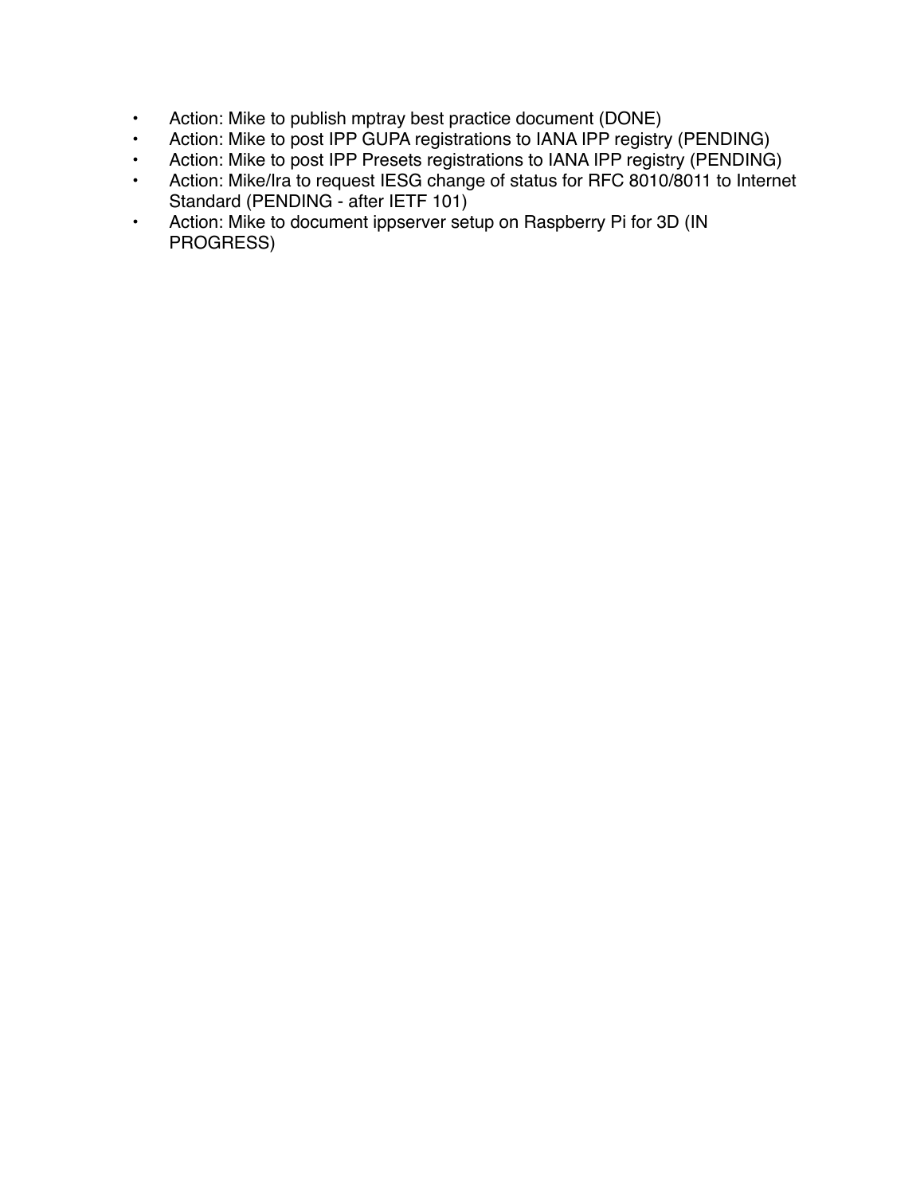- Action: Mike to publish mptray best practice document (DONE)
- Action: Mike to post IPP GUPA registrations to IANA IPP registry (PENDING)
- Action: Mike to post IPP Presets registrations to IANA IPP registry (PENDING)
- Action: Mike/Ira to request IESG change of status for RFC 8010/8011 to Internet Standard (PENDING - after IETF 101)
- Action: Mike to document ippserver setup on Raspberry Pi for 3D (IN PROGRESS)